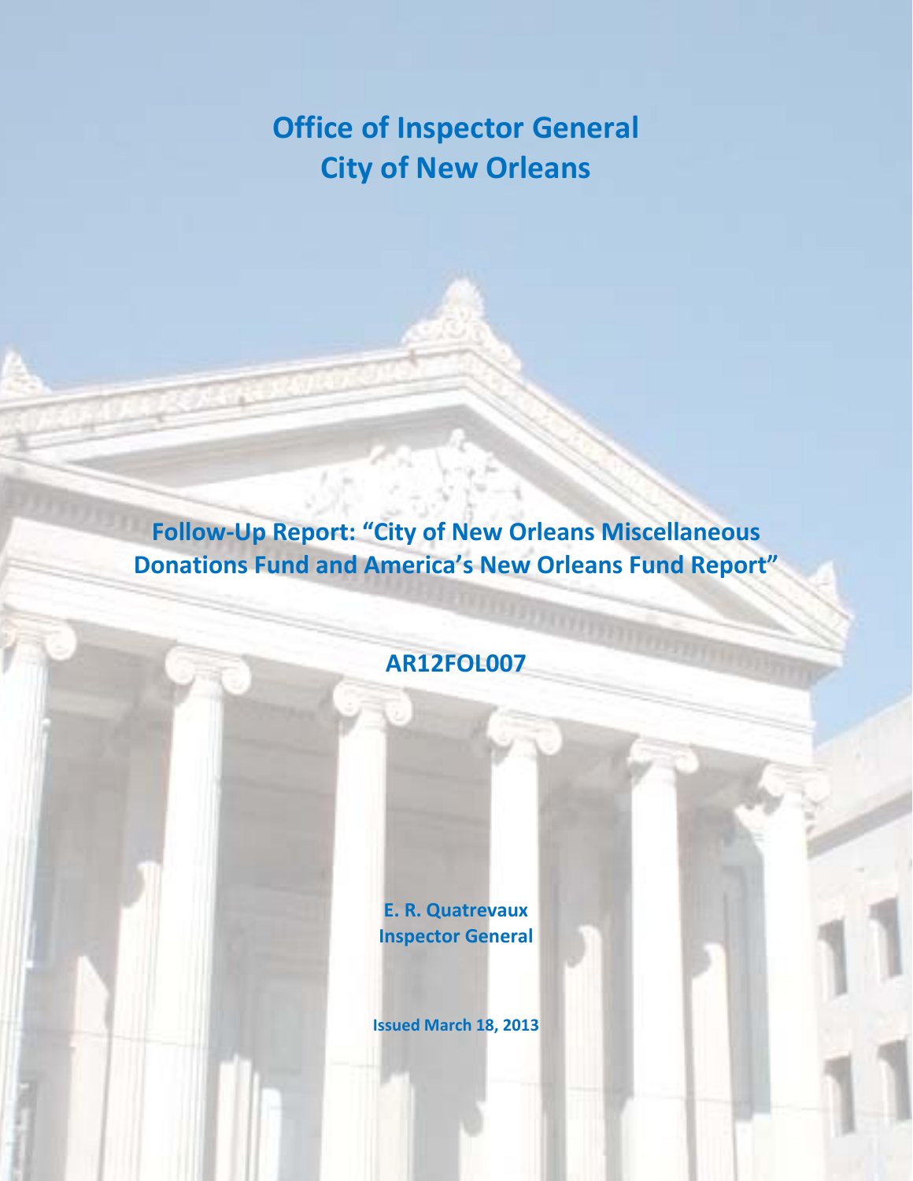# Office of Inspector General
# City of New Orleans

## Follow-Up Report: "City of New Orleans Miscellaneous Donations Fund and America's New Orleans Fund Report"

**AR12FOL007**

**E. R. Quatrevaux**
**Inspector General**

**Issued March 18, 2013**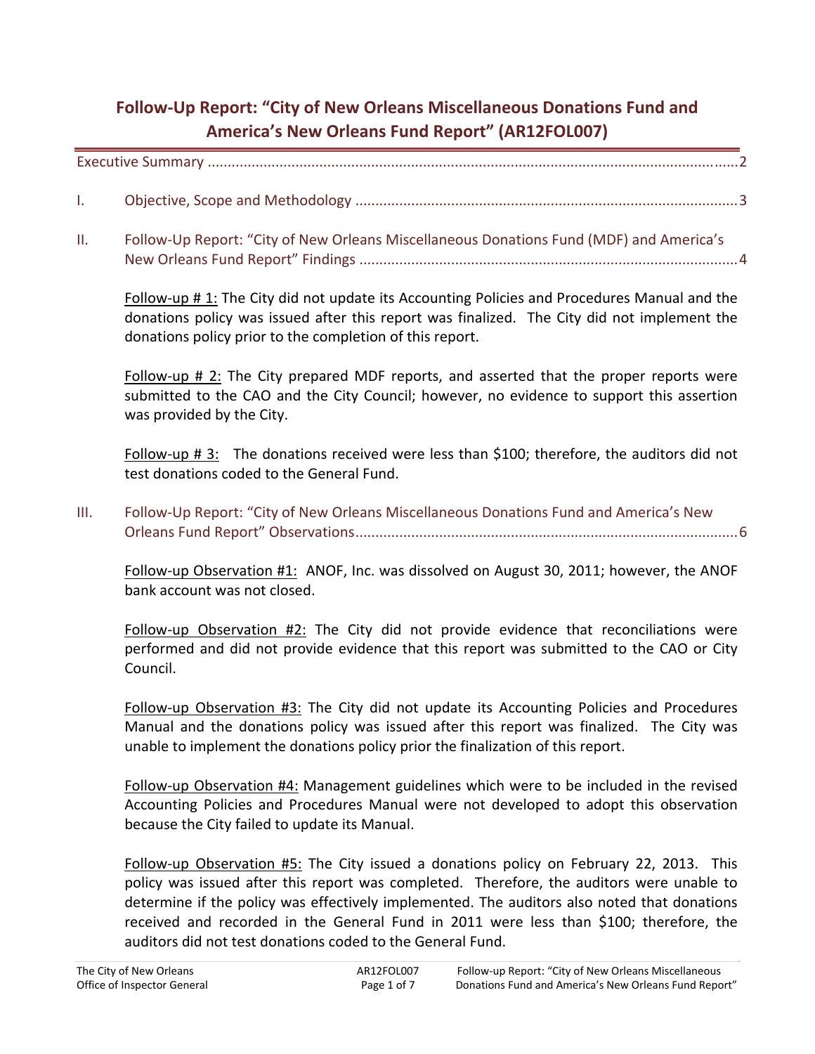# Follow-Up Report: "City of New Orleans Miscellaneous Donations Fund and America's New Orleans Fund Report" (AR12FOL007)

Executive Summary ....................................................................................................................................2

I. Objective, Scope and Methodology ..............................................................................................3

II. Follow-Up Report: "City of New Orleans Miscellaneous Donations Fund (MDF) and America's New Orleans Fund Report" Findings ..............................................................................................4

Follow-up # 1: The City did not update its Accounting Policies and Procedures Manual and the donations policy was issued after this report was finalized. The City did not implement the donations policy prior to the completion of this report.

Follow-up # 2: The City prepared MDF reports, and asserted that the proper reports were submitted to the CAO and the City Council; however, no evidence to support this assertion was provided by the City.

Follow-up # 3: The donations received were less than $100; therefore, the auditors did not test donations coded to the General Fund.

III. Follow-Up Report: "City of New Orleans Miscellaneous Donations Fund and America's New Orleans Fund Report" Observations..............................................................................................6

Follow-up Observation #1: ANOF, Inc. was dissolved on August 30, 2011; however, the ANOF bank account was not closed.

Follow-up Observation #2: The City did not provide evidence that reconciliations were performed and did not provide evidence that this report was submitted to the CAO or City Council.

Follow-up Observation #3: The City did not update its Accounting Policies and Procedures Manual and the donations policy was issued after this report was finalized. The City was unable to implement the donations policy prior the finalization of this report.

Follow-up Observation #4: Management guidelines which were to be included in the revised Accounting Policies and Procedures Manual were not developed to adopt this observation because the City failed to update its Manual.

Follow-up Observation #5: The City issued a donations policy on February 22, 2013. This policy was issued after this report was completed. Therefore, the auditors were unable to determine if the policy was effectively implemented. The auditors also noted that donations received and recorded in the General Fund in 2011 were less than $100; therefore, the auditors did not test donations coded to the General Fund.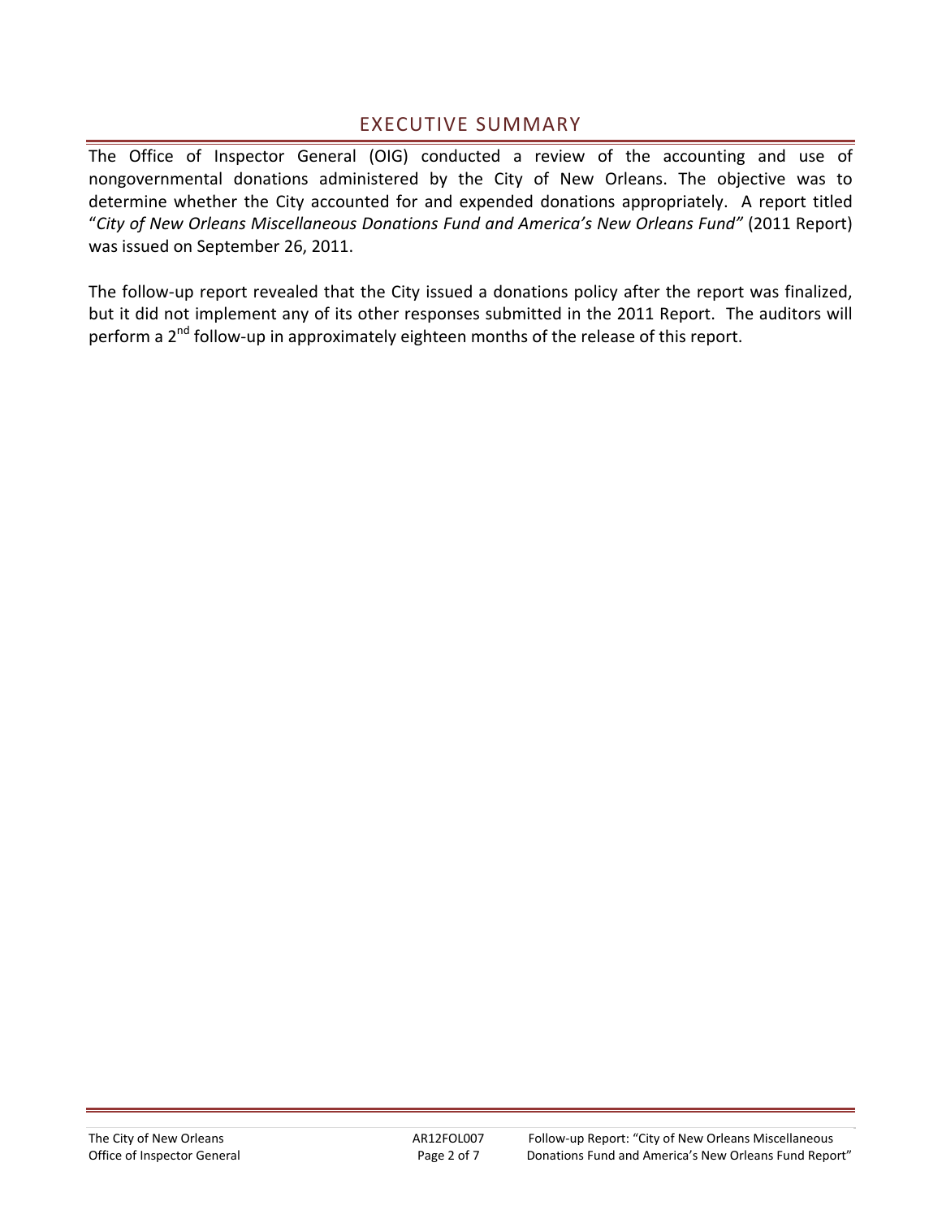# EXECUTIVE SUMMARY

The Office of Inspector General (OIG) conducted a review of the accounting and use of nongovernmental donations administered by the City of New Orleans. The objective was to determine whether the City accounted for and expended donations appropriately. A report titled "*City of New Orleans Miscellaneous Donations Fund and America's New Orleans Fund"* (2011 Report) was issued on September 26, 2011.

The follow-up report revealed that the City issued a donations policy after the report was finalized, but it did not implement any of its other responses submitted in the 2011 Report. The auditors will perform a 2nd follow-up in approximately eighteen months of the release of this report.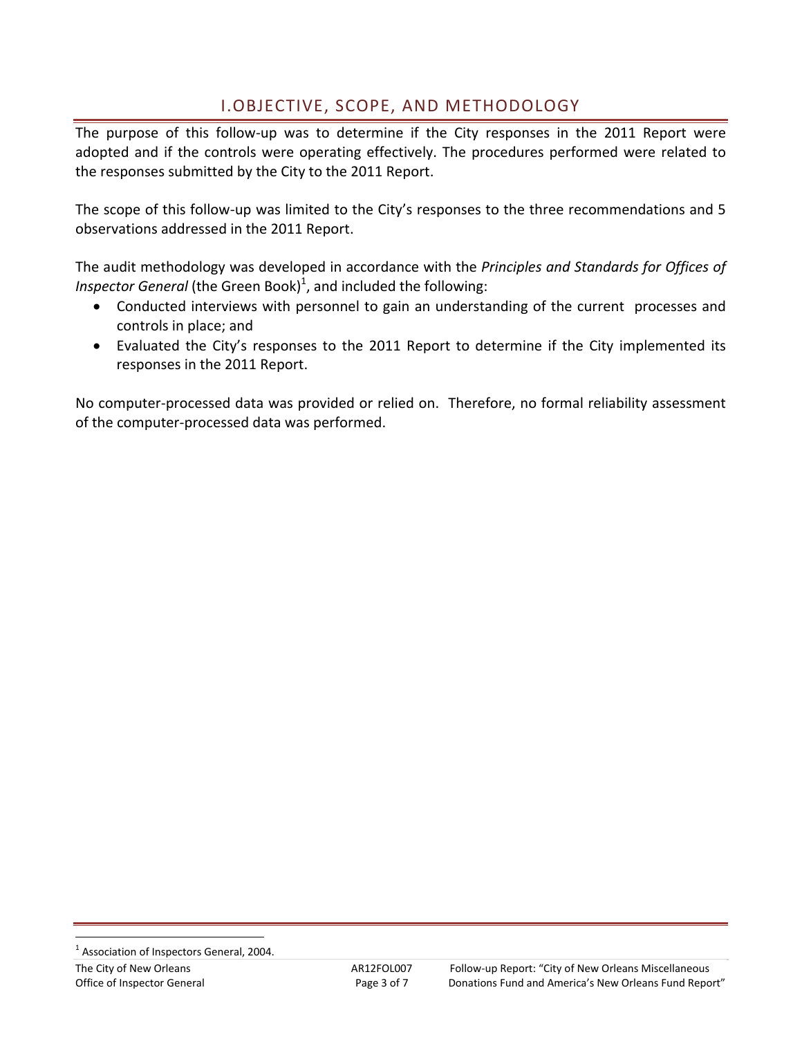# I. OBJECTIVE, SCOPE, AND METHODOLOGY

The purpose of this follow-up was to determine if the City responses in the 2011 Report were adopted and if the controls were operating effectively. The procedures performed were related to the responses submitted by the City to the 2011 Report.

The scope of this follow-up was limited to the City's responses to the three recommendations and 5 observations addressed in the 2011 Report.

The audit methodology was developed in accordance with the *Principles and Standards for Offices of Inspector General* (the Green Book)[1], and included the following:

- Conducted interviews with personnel to gain an understanding of the current processes and controls in place; and
- Evaluated the City's responses to the 2011 Report to determine if the City implemented its responses in the 2011 Report.

No computer-processed data was provided or relied on. Therefore, no formal reliability assessment of the computer-processed data was performed.

[1] Association of Inspectors General, 2004.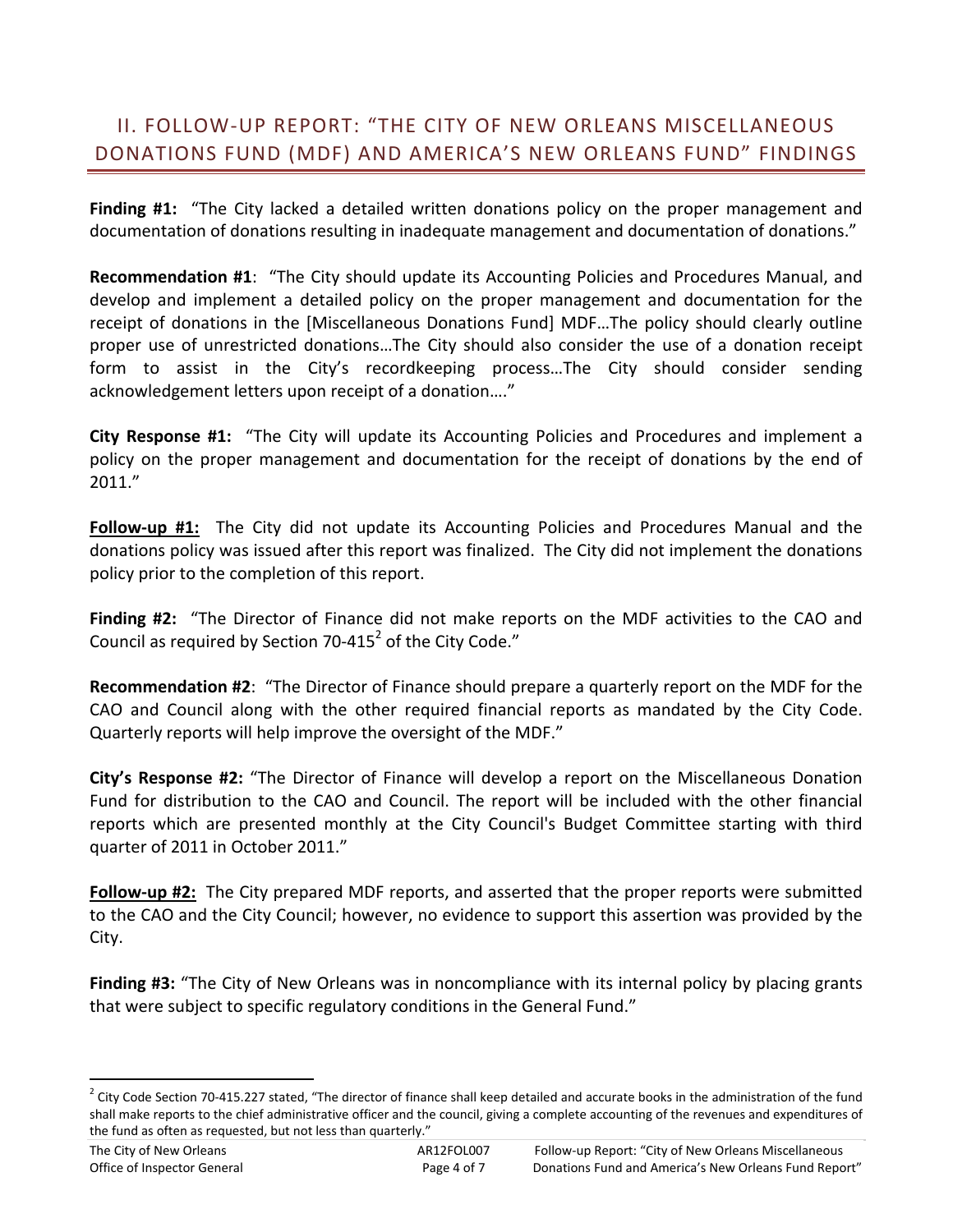## II. FOLLOW-UP REPORT: "THE CITY OF NEW ORLEANS MISCELLANEOUS DONATIONS FUND (MDF) AND AMERICA'S NEW ORLEANS FUND" FINDINGS

**Finding #1:** "The City lacked a detailed written donations policy on the proper management and documentation of donations resulting in inadequate management and documentation of donations."

**Recommendation #1**: "The City should update its Accounting Policies and Procedures Manual, and develop and implement a detailed policy on the proper management and documentation for the receipt of donations in the [Miscellaneous Donations Fund] MDF…The policy should clearly outline proper use of unrestricted donations…The City should also consider the use of a donation receipt form to assist in the City's recordkeeping process…The City should consider sending acknowledgement letters upon receipt of a donation…."

**City Response #1:** "The City will update its Accounting Policies and Procedures and implement a policy on the proper management and documentation for the receipt of donations by the end of 2011."

**Follow-up #1:** The City did not update its Accounting Policies and Procedures Manual and the donations policy was issued after this report was finalized. The City did not implement the donations policy prior to the completion of this report.

**Finding #2:** "The Director of Finance did not make reports on the MDF activities to the CAO and Council as required by Section 70-415[2] of the City Code."

**Recommendation #2**: "The Director of Finance should prepare a quarterly report on the MDF for the CAO and Council along with the other required financial reports as mandated by the City Code. Quarterly reports will help improve the oversight of the MDF."

**City's Response #2:** "The Director of Finance will develop a report on the Miscellaneous Donation Fund for distribution to the CAO and Council. The report will be included with the other financial reports which are presented monthly at the City Council's Budget Committee starting with third quarter of 2011 in October 2011."

**Follow-up #2:** The City prepared MDF reports, and asserted that the proper reports were submitted to the CAO and the City Council; however, no evidence to support this assertion was provided by the City.

**Finding #3:** "The City of New Orleans was in noncompliance with its internal policy by placing grants that were subject to specific regulatory conditions in the General Fund."

[2] City Code Section 70-415.227 stated, "The director of finance shall keep detailed and accurate books in the administration of the fund shall make reports to the chief administrative officer and the council, giving a complete accounting of the revenues and expenditures of the fund as often as requested, but not less than quarterly."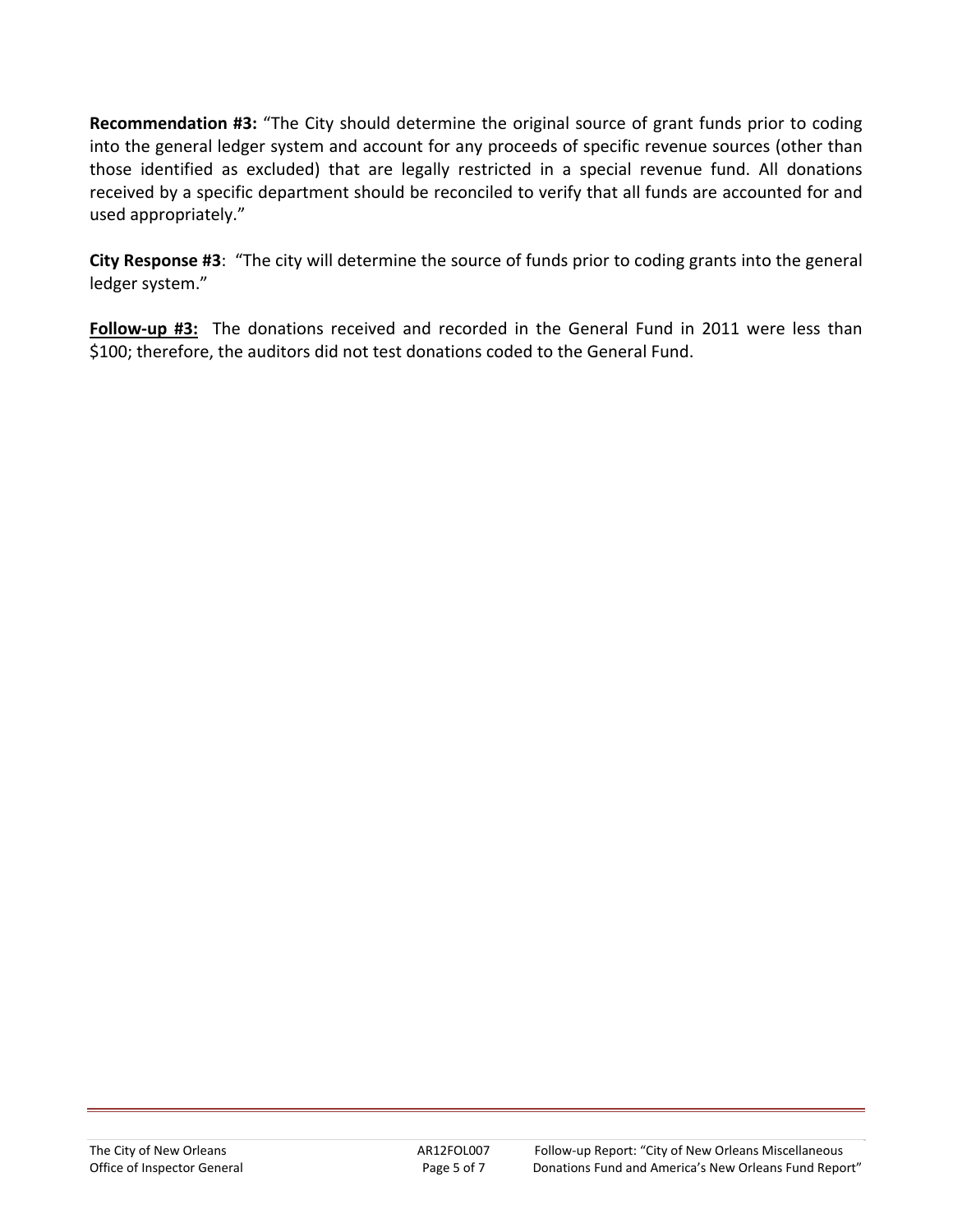**Recommendation #3:** "The City should determine the original source of grant funds prior to coding into the general ledger system and account for any proceeds of specific revenue sources (other than those identified as excluded) that are legally restricted in a special revenue fund. All donations received by a specific department should be reconciled to verify that all funds are accounted for and used appropriately."

**City Response #3**: "The city will determine the source of funds prior to coding grants into the general ledger system."

**Follow-up #3:** The donations received and recorded in the General Fund in 2011 were less than $100; therefore, the auditors did not test donations coded to the General Fund.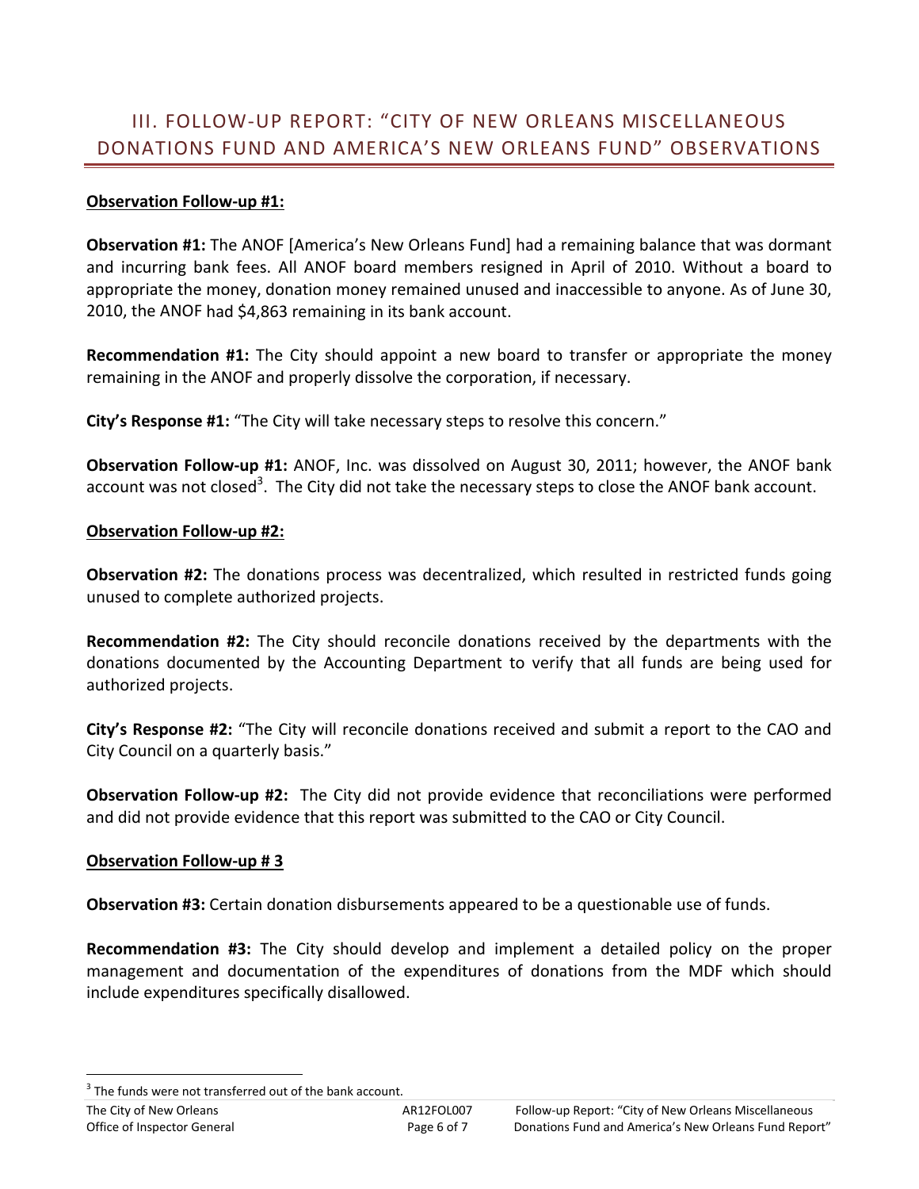## III. FOLLOW-UP REPORT: "CITY OF NEW ORLEANS MISCELLANEOUS DONATIONS FUND AND AMERICA'S NEW ORLEANS FUND" OBSERVATIONS

**Observation Follow-up #1:**

**Observation #1:** The ANOF [America's New Orleans Fund] had a remaining balance that was dormant and incurring bank fees. All ANOF board members resigned in April of 2010. Without a board to appropriate the money, donation money remained unused and inaccessible to anyone. As of June 30, 2010, the ANOF had $4,863 remaining in its bank account.

**Recommendation #1:** The City should appoint a new board to transfer or appropriate the money remaining in the ANOF and properly dissolve the corporation, if necessary.

**City's Response #1:** "The City will take necessary steps to resolve this concern."

**Observation Follow-up #1:** ANOF, Inc. was dissolved on August 30, 2011; however, the ANOF bank account was not closed[3]. The City did not take the necessary steps to close the ANOF bank account.

**Observation Follow-up #2:**

**Observation #2:** The donations process was decentralized, which resulted in restricted funds going unused to complete authorized projects.

**Recommendation #2:** The City should reconcile donations received by the departments with the donations documented by the Accounting Department to verify that all funds are being used for authorized projects.

**City's Response #2:** "The City will reconcile donations received and submit a report to the CAO and City Council on a quarterly basis."

**Observation Follow-up #2:** The City did not provide evidence that reconciliations were performed and did not provide evidence that this report was submitted to the CAO or City Council.

**Observation Follow-up # 3**

**Observation #3:** Certain donation disbursements appeared to be a questionable use of funds.

**Recommendation #3:** The City should develop and implement a detailed policy on the proper management and documentation of the expenditures of donations from the MDF which should include expenditures specifically disallowed.

[3] The funds were not transferred out of the bank account.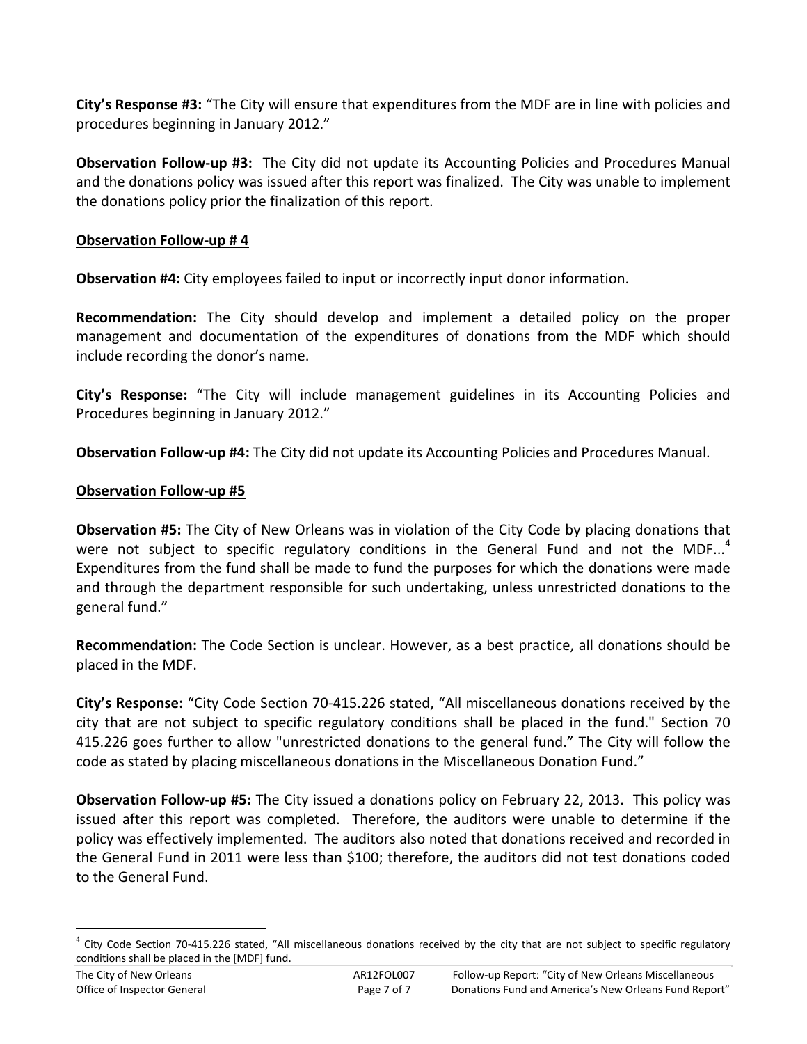**City's Response #3:** "The City will ensure that expenditures from the MDF are in line with policies and procedures beginning in January 2012."

**Observation Follow-up #3:** The City did not update its Accounting Policies and Procedures Manual and the donations policy was issued after this report was finalized. The City was unable to implement the donations policy prior the finalization of this report.

**Observation Follow-up # 4**

**Observation #4:** City employees failed to input or incorrectly input donor information.

**Recommendation:** The City should develop and implement a detailed policy on the proper management and documentation of the expenditures of donations from the MDF which should include recording the donor's name.

**City's Response:** "The City will include management guidelines in its Accounting Policies and Procedures beginning in January 2012."

**Observation Follow-up #4:** The City did not update its Accounting Policies and Procedures Manual.

**Observation Follow-up #5**

**Observation #5:** The City of New Orleans was in violation of the City Code by placing donations that were not subject to specific regulatory conditions in the General Fund and not the MDF...[4] Expenditures from the fund shall be made to fund the purposes for which the donations were made and through the department responsible for such undertaking, unless unrestricted donations to the general fund."

**Recommendation:** The Code Section is unclear. However, as a best practice, all donations should be placed in the MDF.

**City's Response:** "City Code Section 70-415.226 stated, "All miscellaneous donations received by the city that are not subject to specific regulatory conditions shall be placed in the fund." Section 70 415.226 goes further to allow "unrestricted donations to the general fund." The City will follow the code as stated by placing miscellaneous donations in the Miscellaneous Donation Fund."

**Observation Follow-up #5:** The City issued a donations policy on February 22, 2013. This policy was issued after this report was completed. Therefore, the auditors were unable to determine if the policy was effectively implemented. The auditors also noted that donations received and recorded in the General Fund in 2011 were less than $100; therefore, the auditors did not test donations coded to the General Fund.

[4] City Code Section 70-415.226 stated, "All miscellaneous donations received by the city that are not subject to specific regulatory conditions shall be placed in the [MDF] fund.